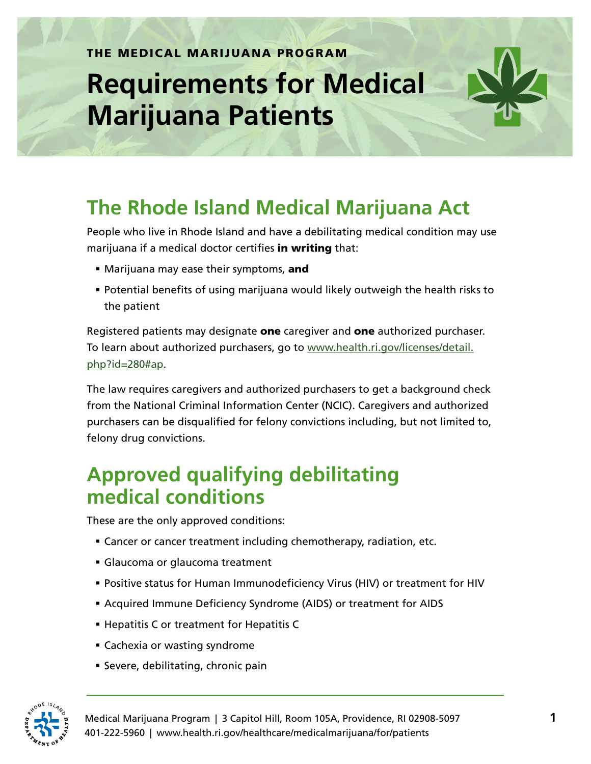THE MEDICAL MARIJUANA PROGRAM

# Requirements for Medical Marijuana Patients

## The Rhode Island Medical Marijuana Act

People who live in Rhode Island and have a debilitating medical condition may use marijuana if a medical doctor certifies **in writing** that:

- Marijuana may ease their symptoms, **and**
- Potential benefits of using marijuana would likely outweigh the health risks to the patient

Registered patients may designate **one** caregiver and **one** authorized purchaser. To learn about authorized purchasers, go to [www.health.ri.gov/licenses/detail.php?id=280#ap](http://www.health.ri.gov/licenses/detail.php?id=280#ap).

The law requires caregivers and authorized purchasers to get a background check from the National Criminal Information Center (NCIC). Caregivers and authorized purchasers can be disqualified for felony convictions including, but not limited to, felony drug convictions.

## Approved qualifying debilitating medical conditions

These are the only approved conditions:

- Cancer or cancer treatment including chemotherapy, radiation, etc.
- Glaucoma or glaucoma treatment
- Positive status for Human Immunodeficiency Virus (HIV) or treatment for HIV
- Acquired Immune Deficiency Syndrome (AIDS) or treatment for AIDS
- Hepatitis C or treatment for Hepatitis C
- Cachexia or wasting syndrome
- Severe, debilitating, chronic pain

Medical Marijuana Program | 3 Capitol Hill, Room 105A, Providence, RI 02908-5097
401-222-5960 | www.health.ri.gov/healthcare/medicalmarijuana/for/patients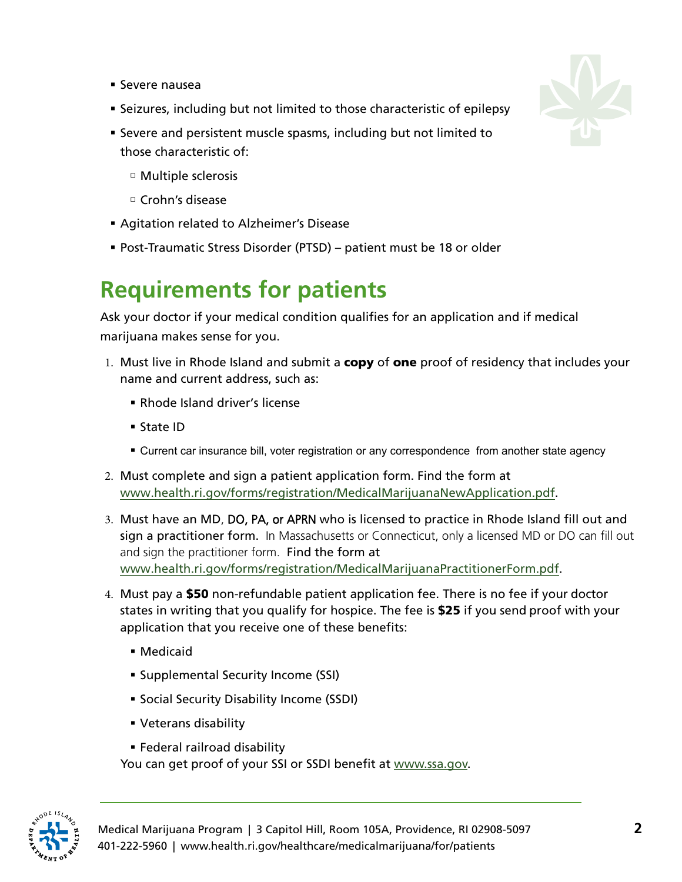- Severe nausea
- Seizures, including but not limited to those characteristic of epilepsy
- Severe and persistent muscle spasms, including but not limited to those characteristic of:
  - Multiple sclerosis
  - Crohn's disease
- Agitation related to Alzheimer's Disease
- Post-Traumatic Stress Disorder (PTSD) – patient must be 18 or older

## Requirements for patients

Ask your doctor if your medical condition qualifies for an application and if medical marijuana makes sense for you.

1. Must live in Rhode Island and submit a **copy** of **one** proof of residency that includes your name and current address, such as:
   - Rhode Island driver's license
   - State ID
   - Current car insurance bill, voter registration or any correspondence from another state agency
2. Must complete and sign a patient application form. Find the form at www.health.ri.gov/forms/registration/MedicalMarijuanaNewApplication.pdf.
3. Must have an MD, DO, PA, or APRN who is licensed to practice in Rhode Island fill out and sign a practitioner form. In Massachusetts or Connecticut, only a licensed MD or DO can fill out and sign the practitioner form. Find the form at www.health.ri.gov/forms/registration/MedicalMarijuanaPractitionerForm.pdf.
4. Must pay a **$50** non-refundable patient application fee. There is no fee if your doctor states in writing that you qualify for hospice. The fee is **$25** if you send proof with your application that you receive one of these benefits:
   - Medicaid
   - Supplemental Security Income (SSI)
   - Social Security Disability Income (SSDI)
   - Veterans disability
   - Federal railroad disability

   You can get proof of your SSI or SSDI benefit at www.ssa.gov.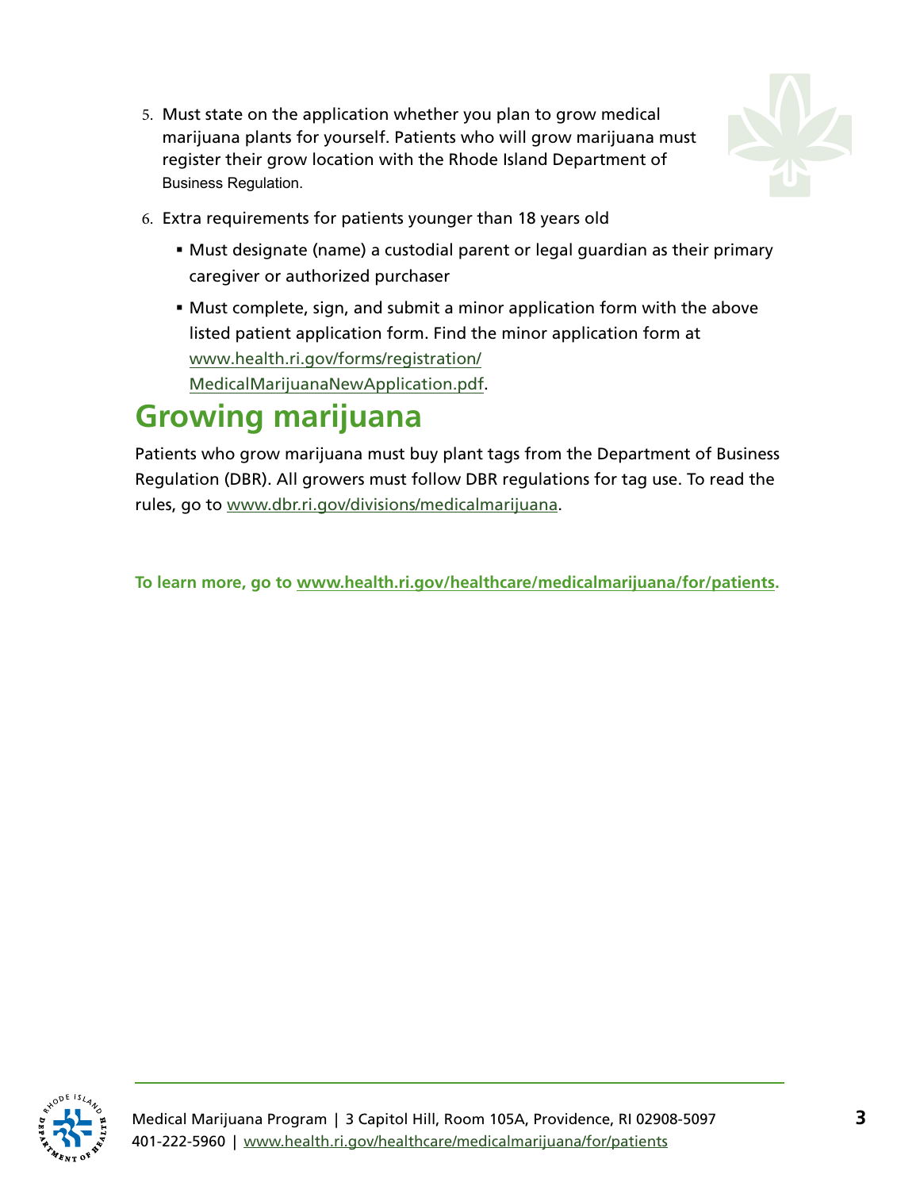5. Must state on the application whether you plan to grow medical marijuana plants for yourself. Patients who will grow marijuana must register their grow location with the Rhode Island Department of Business Regulation.
6. Extra requirements for patients younger than 18 years old
   - Must designate (name) a custodial parent or legal guardian as their primary caregiver or authorized purchaser
   - Must complete, sign, and submit a minor application form with the above listed patient application form. Find the minor application form at [www.health.ri.gov/forms/registration/MedicalMarijuanaNewApplication.pdf](www.health.ri.gov/forms/registration/MedicalMarijuanaNewApplication.pdf).

# Growing marijuana

Patients who grow marijuana must buy plant tags from the Department of Business Regulation (DBR). All growers must follow DBR regulations for tag use. To read the rules, go to [www.dbr.ri.gov/divisions/medicalmarijuana](www.dbr.ri.gov/divisions/medicalmarijuana).

**To learn more, go to [www.health.ri.gov/healthcare/medicalmarijuana/for/patients](www.health.ri.gov/healthcare/medicalmarijuana/for/patients).**

Medical Marijuana Program | 3 Capitol Hill, Room 105A, Providence, RI 02908-5097
401-222-5960 | [www.health.ri.gov/healthcare/medicalmarijuana/for/patients](www.health.ri.gov/healthcare/medicalmarijuana/for/patients)